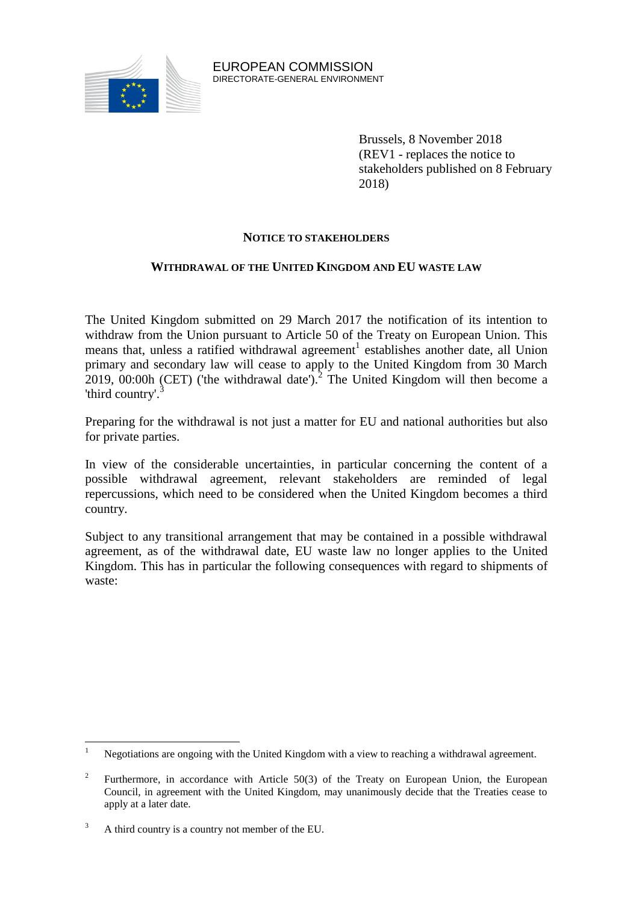EUROPEAN COMMISSION
DIRECTORATE-GENERAL ENVIRONMENT

Brussels, 8 November 2018
(REV1 - replaces the notice to stakeholders published on 8 February 2018)

**NOTICE TO STAKEHOLDERS**

**WITHDRAWAL OF THE UNITED KINGDOM AND EU WASTE LAW**

The United Kingdom submitted on 29 March 2017 the notification of its intention to withdraw from the Union pursuant to Article 50 of the Treaty on European Union. This means that, unless a ratified withdrawal agreement[1] establishes another date, all Union primary and secondary law will cease to apply to the United Kingdom from 30 March 2019, 00:00h (CET) ('the withdrawal date').[2] The United Kingdom will then become a 'third country'.[3]

Preparing for the withdrawal is not just a matter for EU and national authorities but also for private parties.

In view of the considerable uncertainties, in particular concerning the content of a possible withdrawal agreement, relevant stakeholders are reminded of legal repercussions, which need to be considered when the United Kingdom becomes a third country.

Subject to any transitional arrangement that may be contained in a possible withdrawal agreement, as of the withdrawal date, EU waste law no longer applies to the United Kingdom. This has in particular the following consequences with regard to shipments of waste:

---

[1] Negotiations are ongoing with the United Kingdom with a view to reaching a withdrawal agreement.

[2] Furthermore, in accordance with Article 50(3) of the Treaty on European Union, the European Council, in agreement with the United Kingdom, may unanimously decide that the Treaties cease to apply at a later date.

[3] A third country is a country not member of the EU.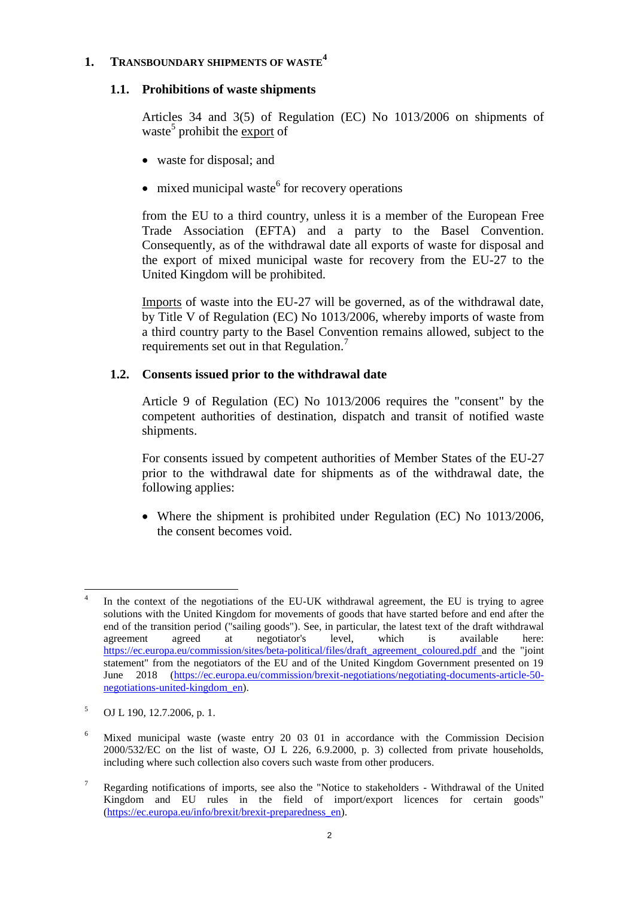# 1. TRANSBOUNDARY SHIPMENTS OF WASTE[4]

## 1.1. Prohibitions of waste shipments

Articles 34 and 3(5) of Regulation (EC) No 1013/2006 on shipments of waste[5] prohibit the export of

- waste for disposal; and
- mixed municipal waste[6] for recovery operations

from the EU to a third country, unless it is a member of the European Free Trade Association (EFTA) and a party to the Basel Convention. Consequently, as of the withdrawal date all exports of waste for disposal and the export of mixed municipal waste for recovery from the EU-27 to the United Kingdom will be prohibited.

Imports of waste into the EU-27 will be governed, as of the withdrawal date, by Title V of Regulation (EC) No 1013/2006, whereby imports of waste from a third country party to the Basel Convention remains allowed, subject to the requirements set out in that Regulation.[7]

## 1.2. Consents issued prior to the withdrawal date

Article 9 of Regulation (EC) No 1013/2006 requires the "consent" by the competent authorities of destination, dispatch and transit of notified waste shipments.

For consents issued by competent authorities of Member States of the EU-27 prior to the withdrawal date for shipments as of the withdrawal date, the following applies:

- Where the shipment is prohibited under Regulation (EC) No 1013/2006, the consent becomes void.

---

[4] In the context of the negotiations of the EU-UK withdrawal agreement, the EU is trying to agree solutions with the United Kingdom for movements of goods that have started before and end after the end of the transition period ("sailing goods"). See, in particular, the latest text of the draft withdrawal agreement agreed at negotiator's level, which is available here: https://ec.europa.eu/commission/sites/beta-political/files/draft_agreement_coloured.pdf and the "joint statement" from the negotiators of the EU and of the United Kingdom Government presented on 19 June 2018 (https://ec.europa.eu/commission/brexit-negotiations/negotiating-documents-article-50-negotiations-united-kingdom_en).

[5] OJ L 190, 12.7.2006, p. 1.

[6] Mixed municipal waste (waste entry 20 03 01 in accordance with the Commission Decision 2000/532/EC on the list of waste, OJ L 226, 6.9.2000, p. 3) collected from private households, including where such collection also covers such waste from other producers.

[7] Regarding notifications of imports, see also the "Notice to stakeholders - Withdrawal of the United Kingdom and EU rules in the field of import/export licences for certain goods" (https://ec.europa.eu/info/brexit/brexit-preparedness_en).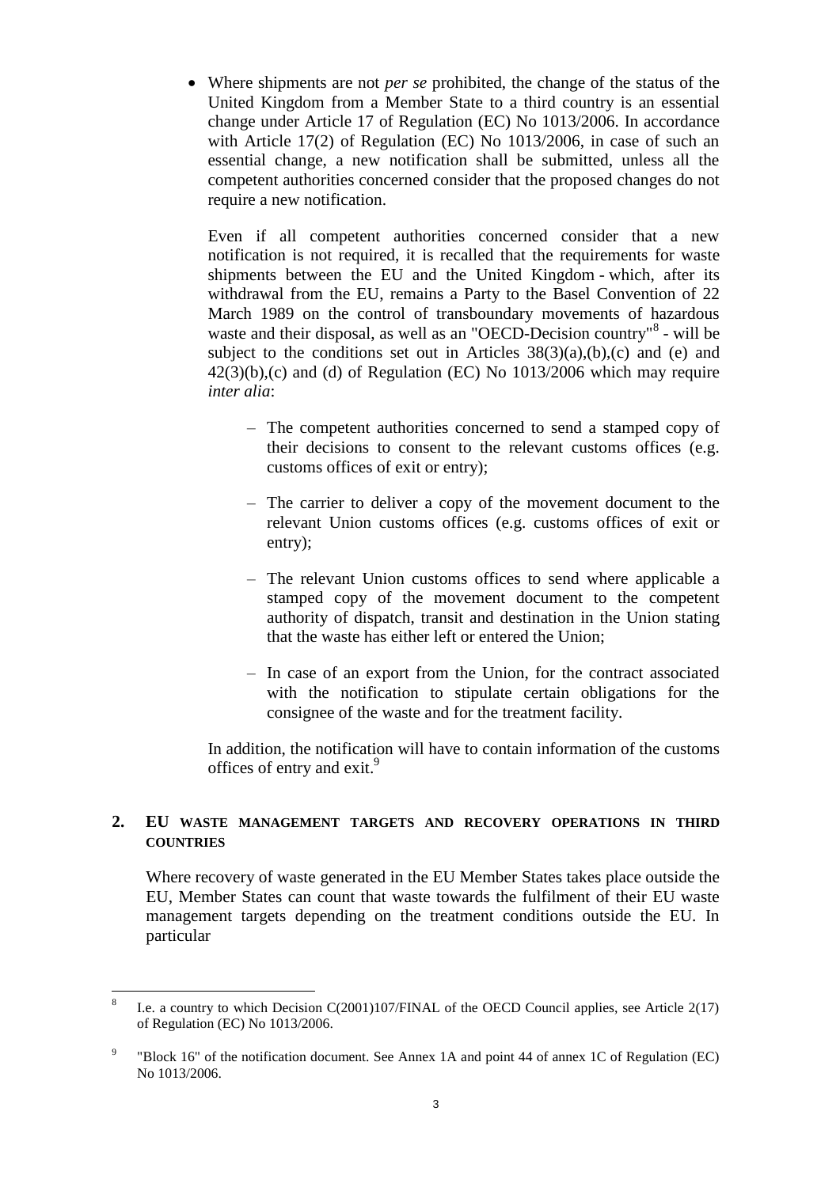- Where shipments are not *per se* prohibited, the change of the status of the United Kingdom from a Member State to a third country is an essential change under Article 17 of Regulation (EC) No 1013/2006. In accordance with Article 17(2) of Regulation (EC) No 1013/2006, in case of such an essential change, a new notification shall be submitted, unless all the competent authorities concerned consider that the proposed changes do not require a new notification.

  Even if all competent authorities concerned consider that a new notification is not required, it is recalled that the requirements for waste shipments between the EU and the United Kingdom - which, after its withdrawal from the EU, remains a Party to the Basel Convention of 22 March 1989 on the control of transboundary movements of hazardous waste and their disposal, as well as an "OECD-Decision country"[8] - will be subject to the conditions set out in Articles 38(3)(a),(b),(c) and (e) and 42(3)(b),(c) and (d) of Regulation (EC) No 1013/2006 which may require *inter alia*:

  - The competent authorities concerned to send a stamped copy of their decisions to consent to the relevant customs offices (e.g. customs offices of exit or entry);
  - The carrier to deliver a copy of the movement document to the relevant Union customs offices (e.g. customs offices of exit or entry);
  - The relevant Union customs offices to send where applicable a stamped copy of the movement document to the competent authority of dispatch, transit and destination in the Union stating that the waste has either left or entered the Union;
  - In case of an export from the Union, for the contract associated with the notification to stipulate certain obligations for the consignee of the waste and for the treatment facility.

  In addition, the notification will have to contain information of the customs offices of entry and exit.[9]

## 2. EU WASTE MANAGEMENT TARGETS AND RECOVERY OPERATIONS IN THIRD COUNTRIES

Where recovery of waste generated in the EU Member States takes place outside the EU, Member States can count that waste towards the fulfilment of their EU waste management targets depending on the treatment conditions outside the EU. In particular

---

[8] I.e. a country to which Decision C(2001)107/FINAL of the OECD Council applies, see Article 2(17) of Regulation (EC) No 1013/2006.

[9] "Block 16" of the notification document. See Annex 1A and point 44 of annex 1C of Regulation (EC) No 1013/2006.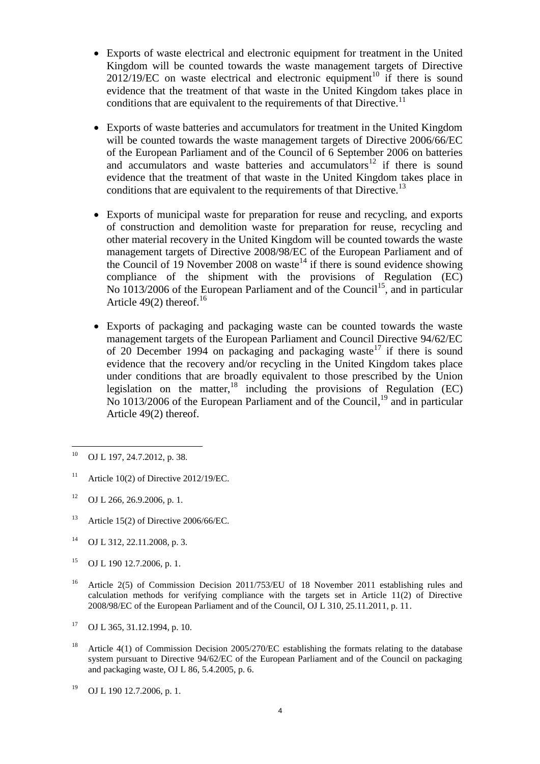- Exports of waste electrical and electronic equipment for treatment in the United Kingdom will be counted towards the waste management targets of Directive 2012/19/EC on waste electrical and electronic equipment[10] if there is sound evidence that the treatment of that waste in the United Kingdom takes place in conditions that are equivalent to the requirements of that Directive.[11]

- Exports of waste batteries and accumulators for treatment in the United Kingdom will be counted towards the waste management targets of Directive 2006/66/EC of the European Parliament and of the Council of 6 September 2006 on batteries and accumulators and waste batteries and accumulators[12] if there is sound evidence that the treatment of that waste in the United Kingdom takes place in conditions that are equivalent to the requirements of that Directive.[13]

- Exports of municipal waste for preparation for reuse and recycling, and exports of construction and demolition waste for preparation for reuse, recycling and other material recovery in the United Kingdom will be counted towards the waste management targets of Directive 2008/98/EC of the European Parliament and of the Council of 19 November 2008 on waste[14] if there is sound evidence showing compliance of the shipment with the provisions of Regulation (EC) No 1013/2006 of the European Parliament and of the Council[15], and in particular Article 49(2) thereof.[16]

- Exports of packaging and packaging waste can be counted towards the waste management targets of the European Parliament and Council Directive 94/62/EC of 20 December 1994 on packaging and packaging waste[17] if there is sound evidence that the recovery and/or recycling in the United Kingdom takes place under conditions that are broadly equivalent to those prescribed by the Union legislation on the matter,[18] including the provisions of Regulation (EC) No 1013/2006 of the European Parliament and of the Council,[19] and in particular Article 49(2) thereof.

---

[10] OJ L 197, 24.7.2012, p. 38.

[11] Article 10(2) of Directive 2012/19/EC.

[12] OJ L 266, 26.9.2006, p. 1.

[13] Article 15(2) of Directive 2006/66/EC.

[14] OJ L 312, 22.11.2008, p. 3.

[15] OJ L 190 12.7.2006, p. 1.

[16] Article 2(5) of Commission Decision 2011/753/EU of 18 November 2011 establishing rules and calculation methods for verifying compliance with the targets set in Article 11(2) of Directive 2008/98/EC of the European Parliament and of the Council, OJ L 310, 25.11.2011, p. 11.

[17] OJ L 365, 31.12.1994, p. 10.

[18] Article 4(1) of Commission Decision 2005/270/EC establishing the formats relating to the database system pursuant to Directive 94/62/EC of the European Parliament and of the Council on packaging and packaging waste, OJ L 86, 5.4.2005, p. 6.

[19] OJ L 190 12.7.2006, p. 1.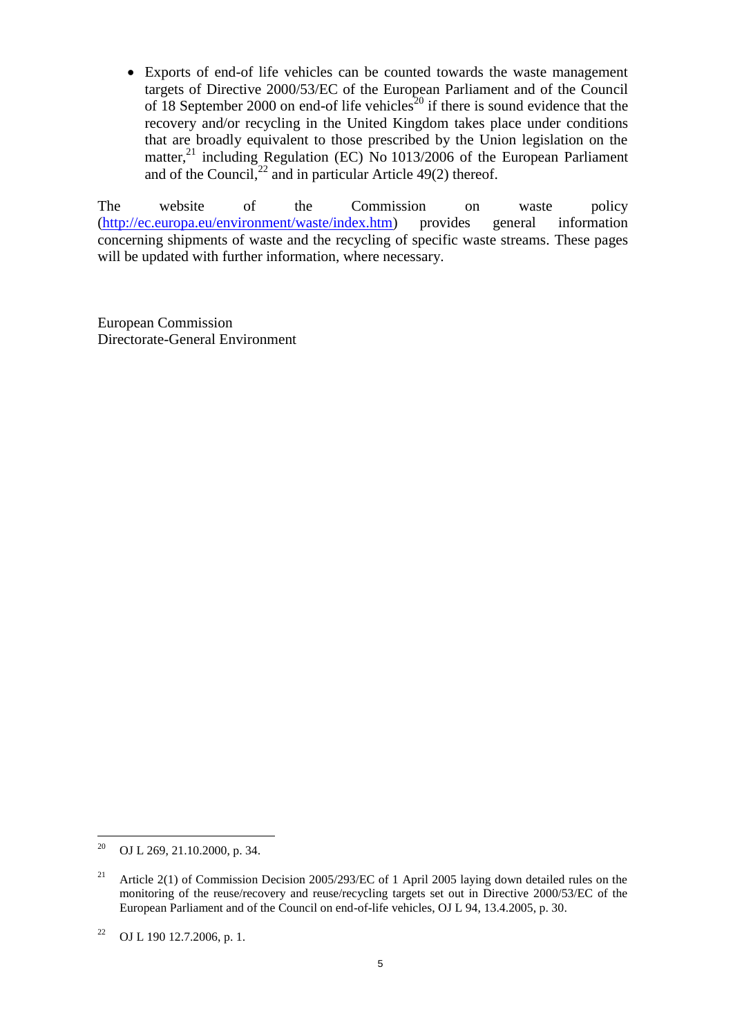- Exports of end-of life vehicles can be counted towards the waste management targets of Directive 2000/53/EC of the European Parliament and of the Council of 18 September 2000 on end-of life vehicles[20] if there is sound evidence that the recovery and/or recycling in the United Kingdom takes place under conditions that are broadly equivalent to those prescribed by the Union legislation on the matter,[21] including Regulation (EC) No 1013/2006 of the European Parliament and of the Council,[22] and in particular Article 49(2) thereof.

The website of the Commission on waste policy (http://ec.europa.eu/environment/waste/index.htm) provides general information concerning shipments of waste and the recycling of specific waste streams. These pages will be updated with further information, where necessary.

European Commission
Directorate-General Environment

---

[20] OJ L 269, 21.10.2000, p. 34.

[21] Article 2(1) of Commission Decision 2005/293/EC of 1 April 2005 laying down detailed rules on the monitoring of the reuse/recovery and reuse/recycling targets set out in Directive 2000/53/EC of the European Parliament and of the Council on end-of-life vehicles, OJ L 94, 13.4.2005, p. 30.

[22] OJ L 190 12.7.2006, p. 1.